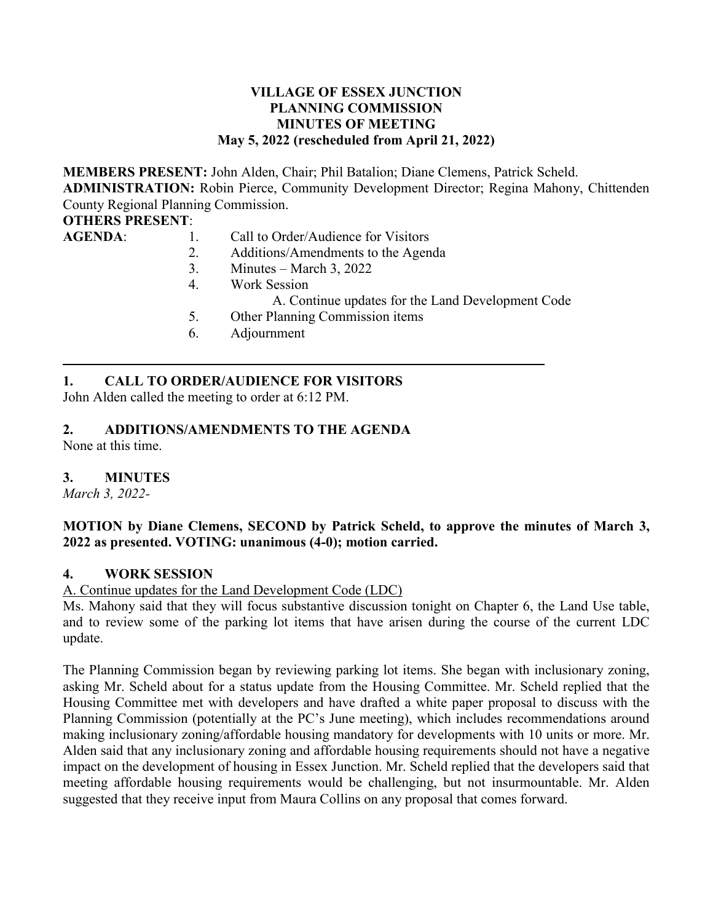**VILLAGE OF ESSEX JUNCTION**
**PLANNING COMMISSION**
**MINUTES OF MEETING**
**May 5, 2022 (rescheduled from April 21, 2022)**

**MEMBERS PRESENT:** John Alden, Chair; Phil Batalion; Diane Clemens, Patrick Scheld.
**ADMINISTRATION:** Robin Pierce, Community Development Director; Regina Mahony, Chittenden County Regional Planning Commission.
**OTHERS PRESENT**:
**AGENDA**:
1. Call to Order/Audience for Visitors
2. Additions/Amendments to the Agenda
3. Minutes – March 3, 2022
4. Work Session
   A. Continue updates for the Land Development Code
5. Other Planning Commission items
6. Adjournment

---

## 1. CALL TO ORDER/AUDIENCE FOR VISITORS

John Alden called the meeting to order at 6:12 PM.

## 2. ADDITIONS/AMENDMENTS TO THE AGENDA

None at this time.

## 3. MINUTES

*March 3, 2022-*

**MOTION by Diane Clemens, SECOND by Patrick Scheld, to approve the minutes of March 3, 2022 as presented. VOTING: unanimous (4-0); motion carried.**

## 4. WORK SESSION

A. Continue updates for the Land Development Code (LDC)

Ms. Mahony said that they will focus substantive discussion tonight on Chapter 6, the Land Use table, and to review some of the parking lot items that have arisen during the course of the current LDC update.

The Planning Commission began by reviewing parking lot items. She began with inclusionary zoning, asking Mr. Scheld about for a status update from the Housing Committee. Mr. Scheld replied that the Housing Committee met with developers and have drafted a white paper proposal to discuss with the Planning Commission (potentially at the PC's June meeting), which includes recommendations around making inclusionary zoning/affordable housing mandatory for developments with 10 units or more. Mr. Alden said that any inclusionary zoning and affordable housing requirements should not have a negative impact on the development of housing in Essex Junction. Mr. Scheld replied that the developers said that meeting affordable housing requirements would be challenging, but not insurmountable. Mr. Alden suggested that they receive input from Maura Collins on any proposal that comes forward.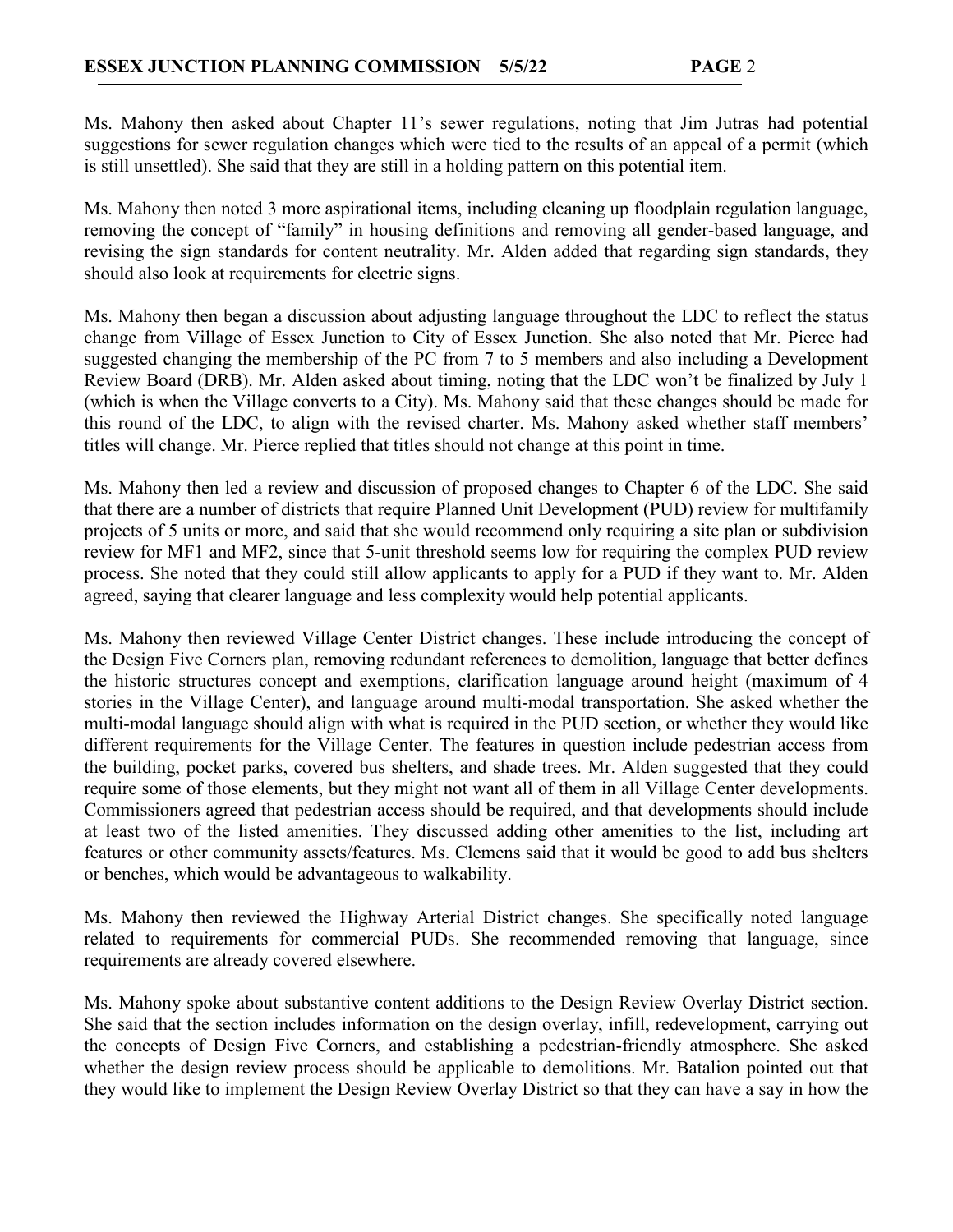Ms. Mahony then asked about Chapter 11's sewer regulations, noting that Jim Jutras had potential suggestions for sewer regulation changes which were tied to the results of an appeal of a permit (which is still unsettled). She said that they are still in a holding pattern on this potential item.

Ms. Mahony then noted 3 more aspirational items, including cleaning up floodplain regulation language, removing the concept of "family" in housing definitions and removing all gender-based language, and revising the sign standards for content neutrality. Mr. Alden added that regarding sign standards, they should also look at requirements for electric signs.

Ms. Mahony then began a discussion about adjusting language throughout the LDC to reflect the status change from Village of Essex Junction to City of Essex Junction. She also noted that Mr. Pierce had suggested changing the membership of the PC from 7 to 5 members and also including a Development Review Board (DRB). Mr. Alden asked about timing, noting that the LDC won't be finalized by July 1 (which is when the Village converts to a City). Ms. Mahony said that these changes should be made for this round of the LDC, to align with the revised charter. Ms. Mahony asked whether staff members' titles will change. Mr. Pierce replied that titles should not change at this point in time.

Ms. Mahony then led a review and discussion of proposed changes to Chapter 6 of the LDC. She said that there are a number of districts that require Planned Unit Development (PUD) review for multifamily projects of 5 units or more, and said that she would recommend only requiring a site plan or subdivision review for MF1 and MF2, since that 5-unit threshold seems low for requiring the complex PUD review process. She noted that they could still allow applicants to apply for a PUD if they want to. Mr. Alden agreed, saying that clearer language and less complexity would help potential applicants.

Ms. Mahony then reviewed Village Center District changes. These include introducing the concept of the Design Five Corners plan, removing redundant references to demolition, language that better defines the historic structures concept and exemptions, clarification language around height (maximum of 4 stories in the Village Center), and language around multi-modal transportation. She asked whether the multi-modal language should align with what is required in the PUD section, or whether they would like different requirements for the Village Center. The features in question include pedestrian access from the building, pocket parks, covered bus shelters, and shade trees. Mr. Alden suggested that they could require some of those elements, but they might not want all of them in all Village Center developments. Commissioners agreed that pedestrian access should be required, and that developments should include at least two of the listed amenities. They discussed adding other amenities to the list, including art features or other community assets/features. Ms. Clemens said that it would be good to add bus shelters or benches, which would be advantageous to walkability.

Ms. Mahony then reviewed the Highway Arterial District changes. She specifically noted language related to requirements for commercial PUDs. She recommended removing that language, since requirements are already covered elsewhere.

Ms. Mahony spoke about substantive content additions to the Design Review Overlay District section. She said that the section includes information on the design overlay, infill, redevelopment, carrying out the concepts of Design Five Corners, and establishing a pedestrian-friendly atmosphere. She asked whether the design review process should be applicable to demolitions. Mr. Batalion pointed out that they would like to implement the Design Review Overlay District so that they can have a say in how the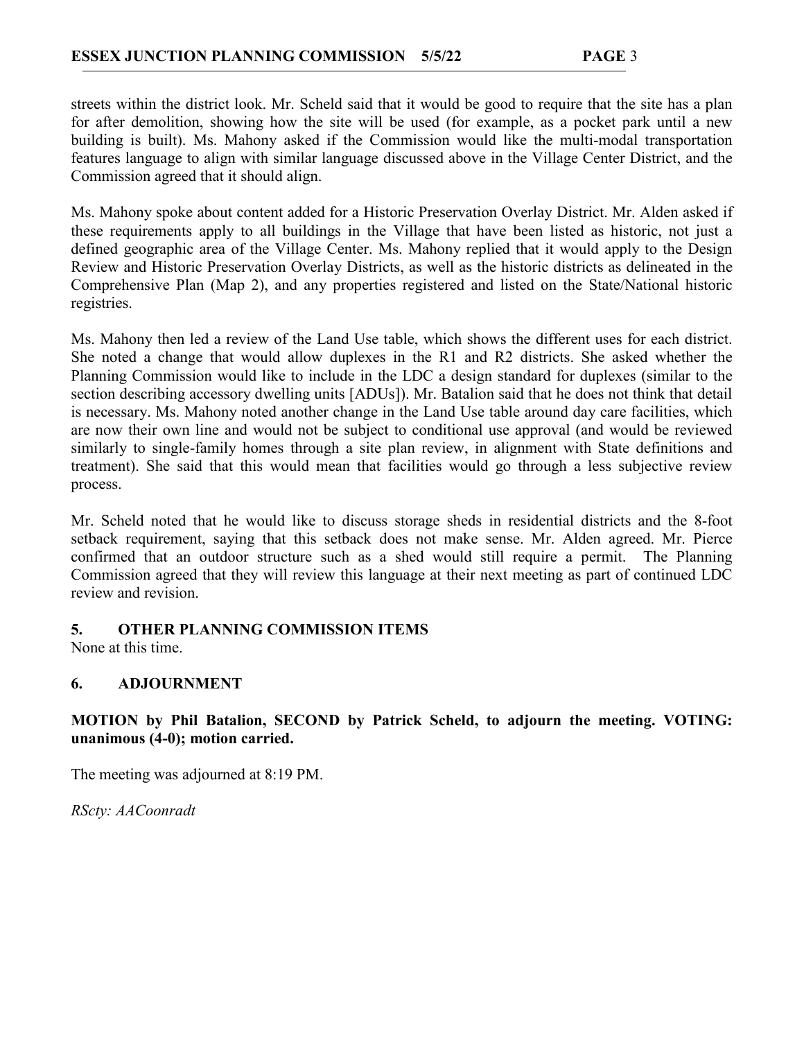streets within the district look. Mr. Scheld said that it would be good to require that the site has a plan for after demolition, showing how the site will be used (for example, as a pocket park until a new building is built). Ms. Mahony asked if the Commission would like the multi-modal transportation features language to align with similar language discussed above in the Village Center District, and the Commission agreed that it should align.

Ms. Mahony spoke about content added for a Historic Preservation Overlay District. Mr. Alden asked if these requirements apply to all buildings in the Village that have been listed as historic, not just a defined geographic area of the Village Center. Ms. Mahony replied that it would apply to the Design Review and Historic Preservation Overlay Districts, as well as the historic districts as delineated in the Comprehensive Plan (Map 2), and any properties registered and listed on the State/National historic registries.

Ms. Mahony then led a review of the Land Use table, which shows the different uses for each district. She noted a change that would allow duplexes in the R1 and R2 districts. She asked whether the Planning Commission would like to include in the LDC a design standard for duplexes (similar to the section describing accessory dwelling units [ADUs]). Mr. Batalion said that he does not think that detail is necessary. Ms. Mahony noted another change in the Land Use table around day care facilities, which are now their own line and would not be subject to conditional use approval (and would be reviewed similarly to single-family homes through a site plan review, in alignment with State definitions and treatment). She said that this would mean that facilities would go through a less subjective review process.

Mr. Scheld noted that he would like to discuss storage sheds in residential districts and the 8-foot setback requirement, saying that this setback does not make sense. Mr. Alden agreed. Mr. Pierce confirmed that an outdoor structure such as a shed would still require a permit. The Planning Commission agreed that they will review this language at their next meeting as part of continued LDC review and revision.

## 5. OTHER PLANNING COMMISSION ITEMS

None at this time.

## 6. ADJOURNMENT

**MOTION by Phil Batalion, SECOND by Patrick Scheld, to adjourn the meeting. VOTING: unanimous (4-0); motion carried.**

The meeting was adjourned at 8:19 PM.

*RScty: AACoonradt*